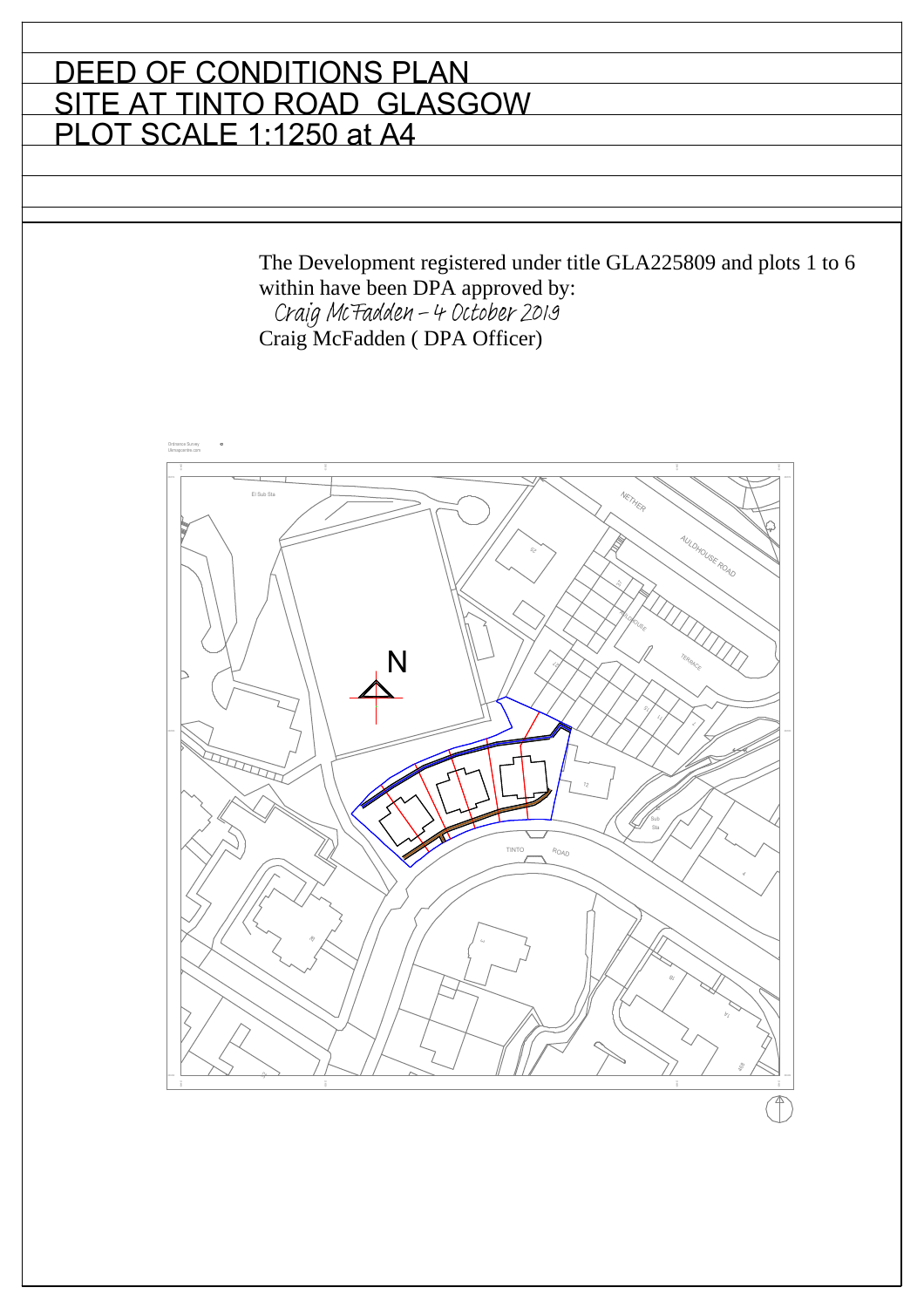# DEED OF CONDITIONS PLAN
# SITE AT TINTO ROAD GLASGOW
# PLOT SCALE 1:1250 at A4

The Development registered under title GLA225809 and plots 1 to 6 within have been DPA approved by:

*Craig McFadden – 4 October 2019*

Craig McFadden ( DPA Officer)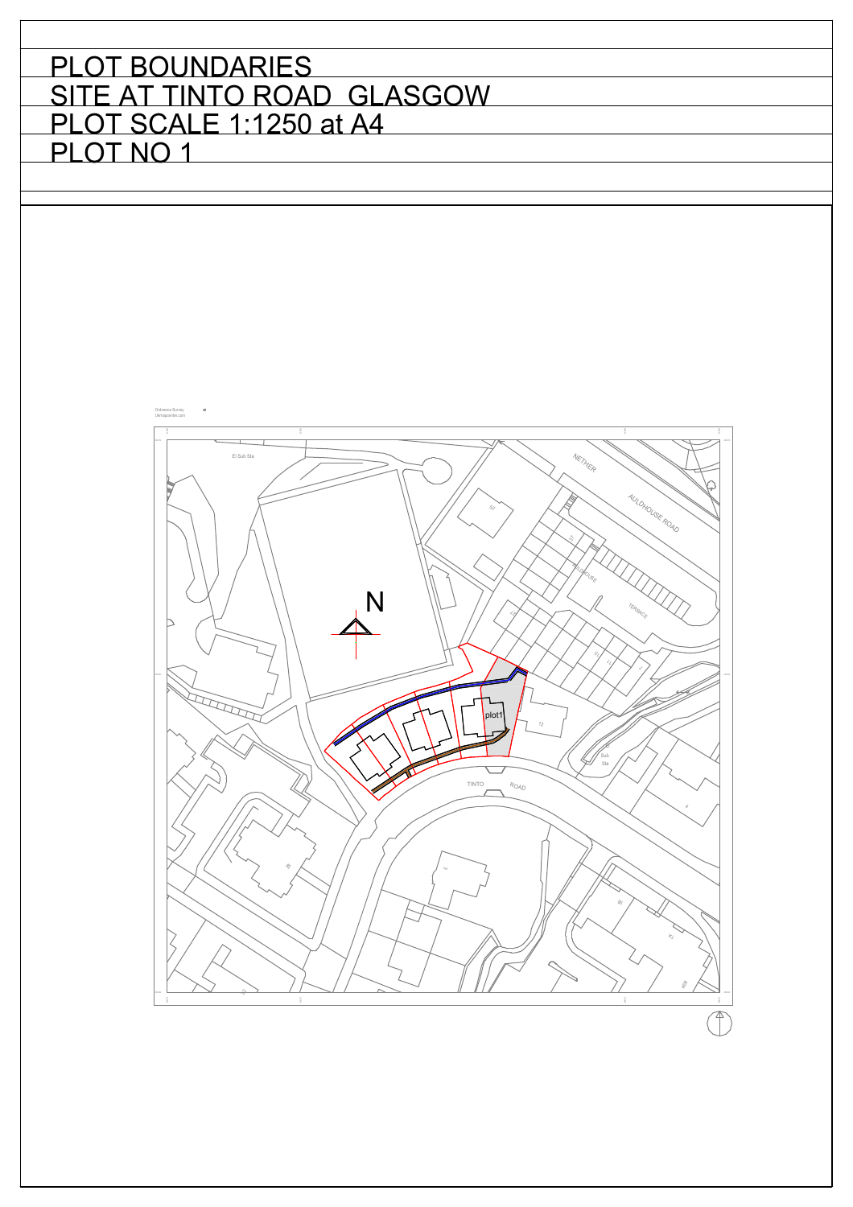PLOT BOUNDARIES

SITE AT TINTO ROAD GLASGOW

PLOT SCALE 1:1250 at A4

PLOT NO 1

Ordnance Survey
Ukmapcentre.com

El Sub Sta

N

NETHER

AULDHOUSE ROAD

AULDHOUSE

TERRACE

plot1

TINTO

ROAD

Sub Sta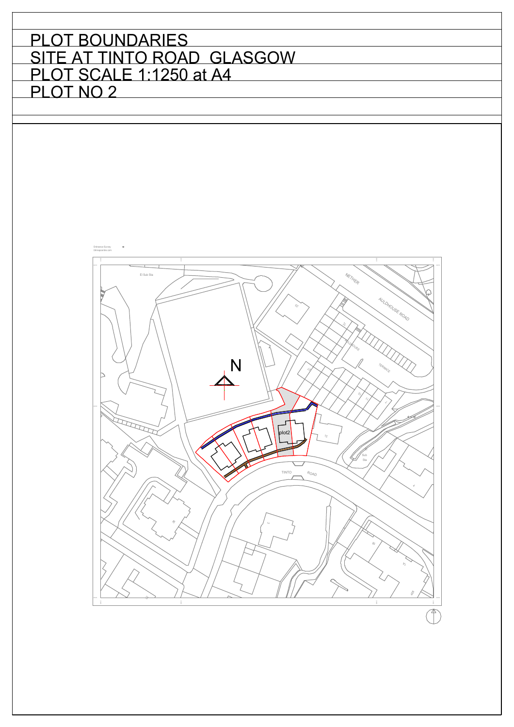PLOT BOUNDARIES

SITE AT TINTO ROAD GLASGOW

PLOT SCALE 1:1250 at A4

PLOT NO 2

Ordnance Survey
Ukmapcentre.com

El Sub Sta

N

NETHER

AULDHOUSE ROAD

AULDHOUSE

TERRACE

plot2

12

TINTO ROAD

Sub Sta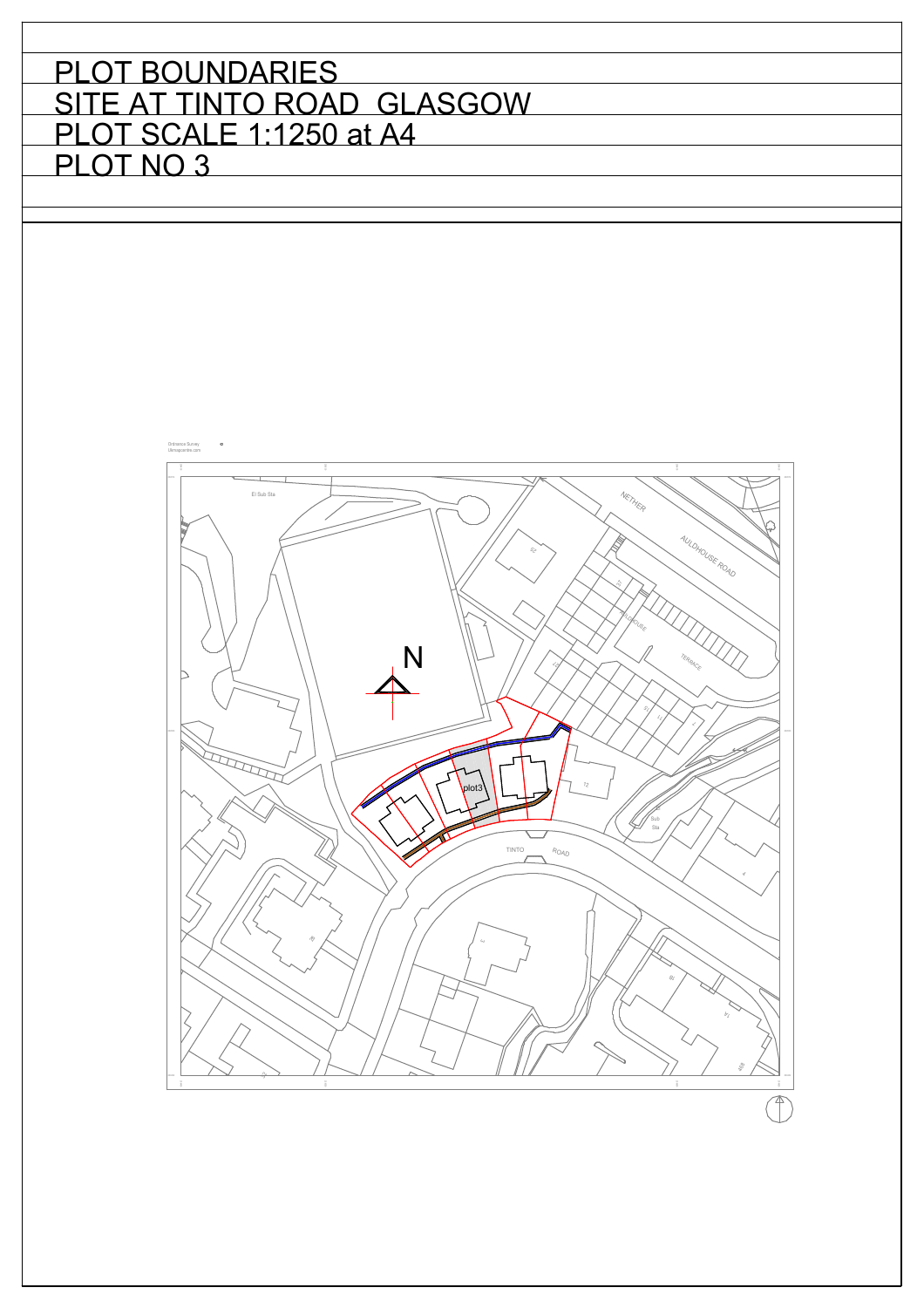# PLOT BOUNDARIES

# SITE AT TINTO ROAD GLASGOW

# PLOT SCALE 1:1250 at A4

# PLOT NO 3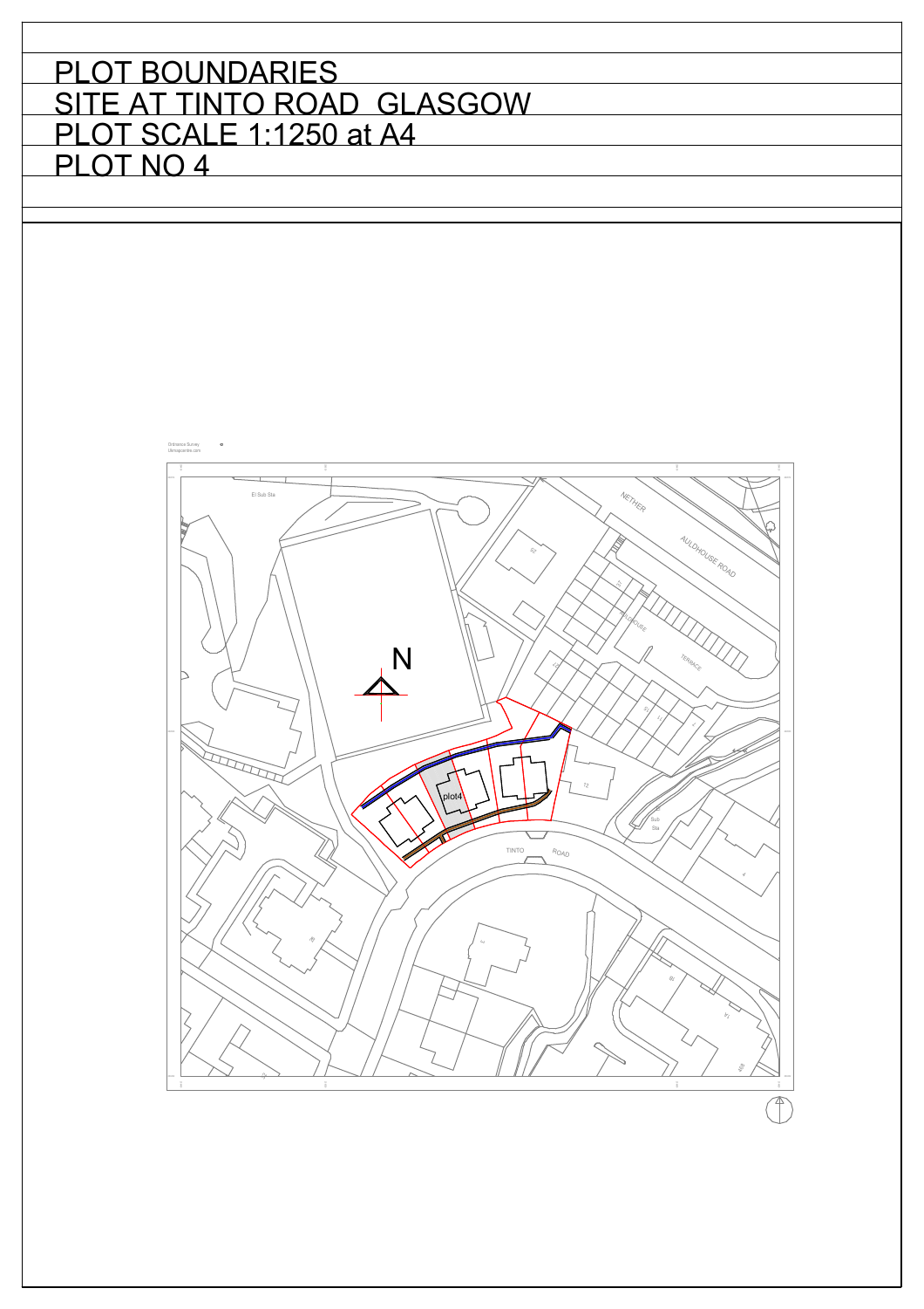# PLOT BOUNDARIES

# SITE AT TINTO ROAD GLASGOW

# PLOT SCALE 1:1250 at A4

# PLOT NO 4

Ordnance Survey
Ukmapcentre.com

El Sub Sta

NETHER

AULDHOUSE ROAD

AULDHOUSE

TERRACE

N

plot4

TINTO ROAD

Sub Sta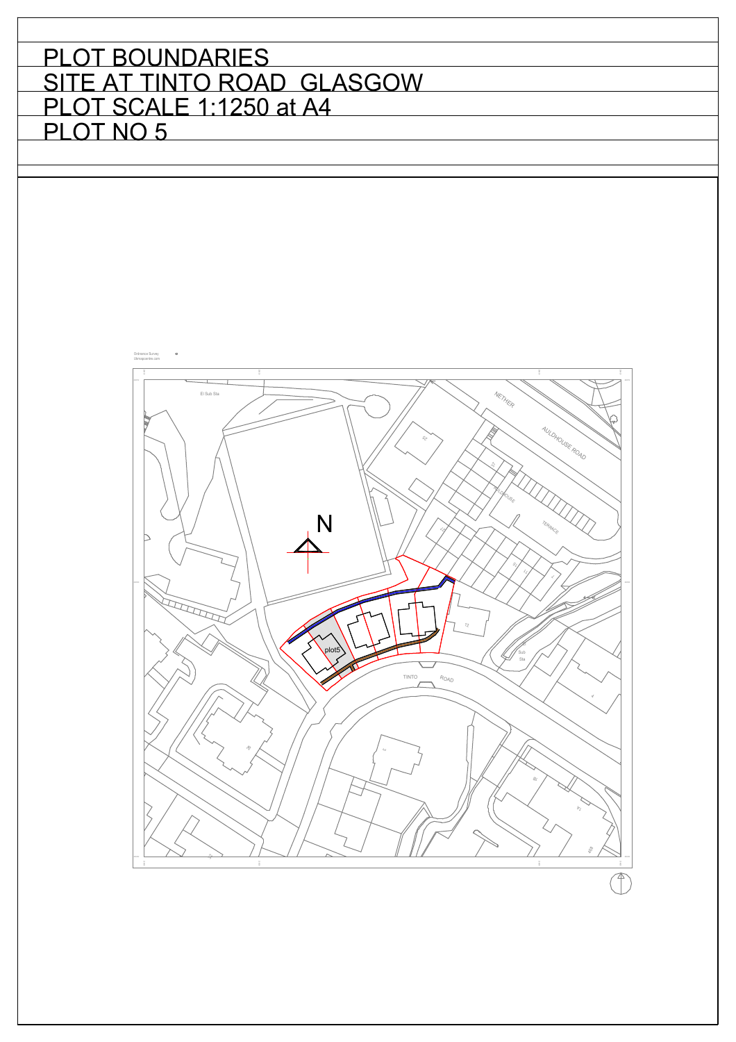# PLOT BOUNDARIES

## SITE AT TINTO ROAD GLASGOW

## PLOT SCALE 1:1250 at A4

## PLOT NO 5

Ordnance Survey
Ukmapcentre.com

El Sub Sta

NETHER

AULDHOUSE ROAD

AULDHOUSE

TERRACE

N

plot5

TINTO ROAD

Sub Sta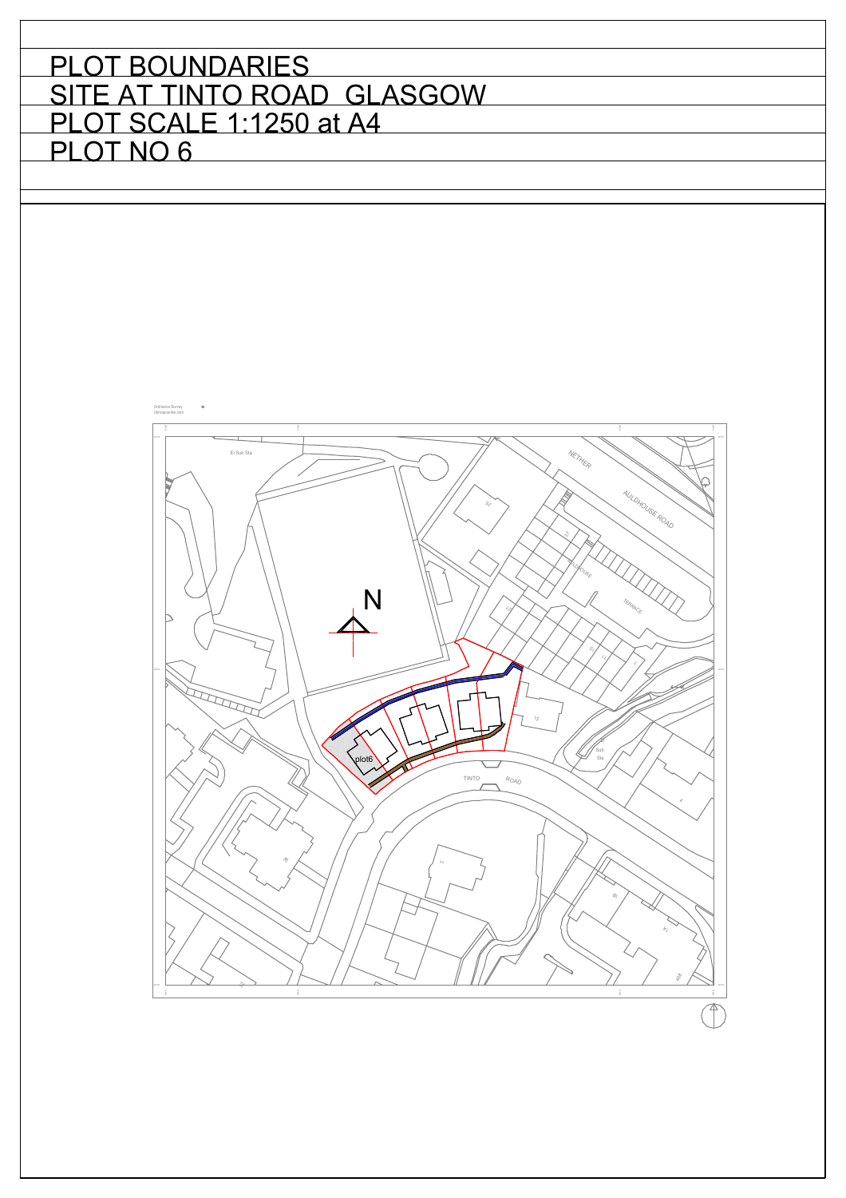# PLOT BOUNDARIES

# SITE AT TINTO ROAD GLASGOW

# PLOT SCALE 1:1250 at A4

# PLOT NO 6

Ordnance Survey
Ukmapcentre.com

El Sub Sta

NETHER

AULDHOUSE ROAD

AULDHOUSE

TERRACE

N

plot6

TINTO ROAD

Sub Sta